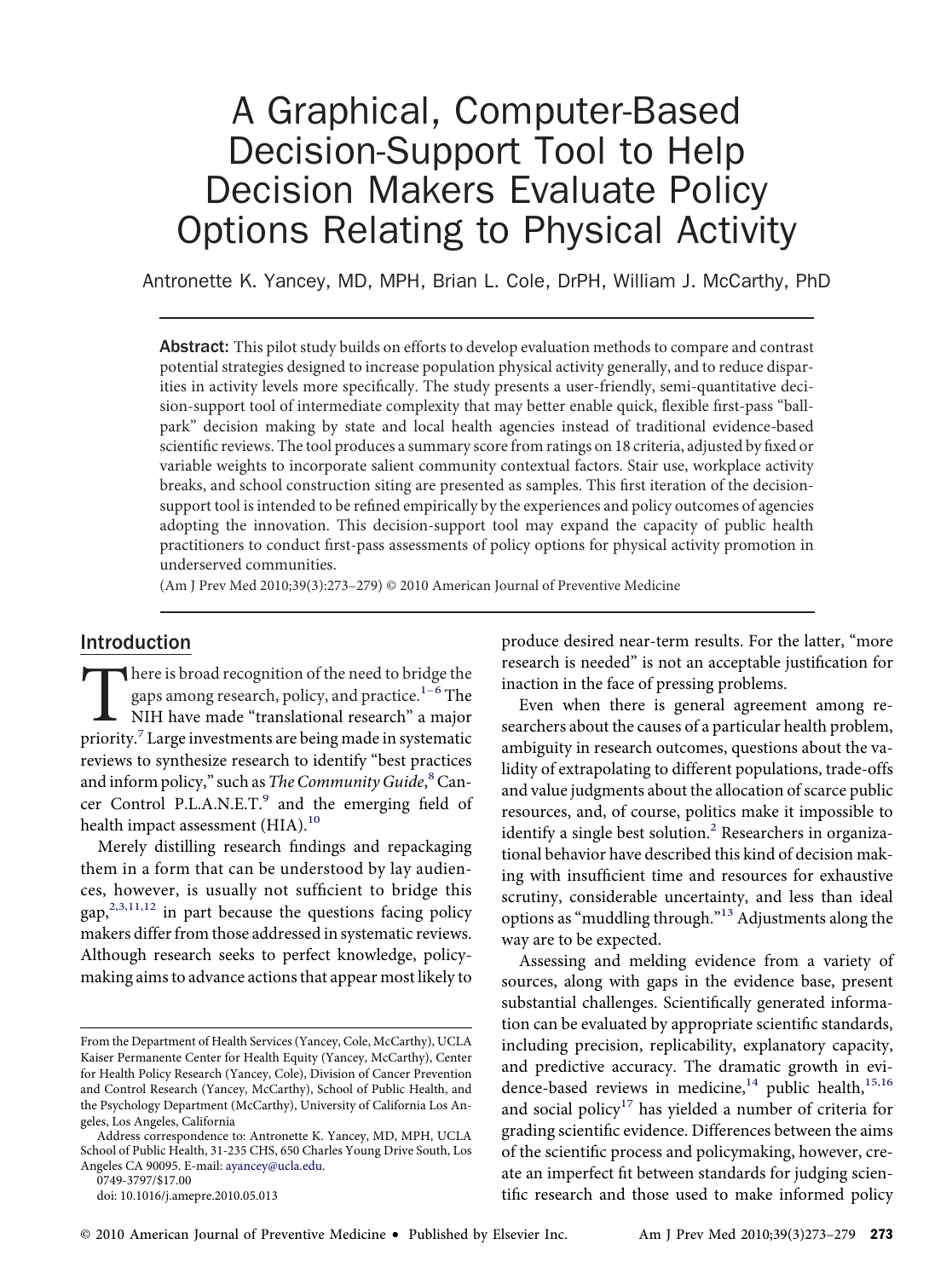# A Graphical, Computer-Based Decision-Support Tool to Help Decision Makers Evaluate Policy Options Relating to Physical Activity

Antronette K. Yancey, MD, MPH, Brian L. Cole, DrPH, William J. McCarthy, PhD

**Abstract:** This pilot study builds on efforts to develop evaluation methods to compare and contrast potential strategies designed to increase population physical activity generally, and to reduce disparities in activity levels more specifically. The study presents a user-friendly, semi-quantitative decision-support tool of intermediate complexity that may better enable quick, flexible first-pass "ballpark" decision making by state and local health agencies instead of traditional evidence-based scientific reviews. The tool produces a summary score from ratings on 18 criteria, adjusted by fixed or variable weights to incorporate salient community contextual factors. Stair use, workplace activity breaks, and school construction siting are presented as samples. This first iteration of the decision-support tool is intended to be refined empirically by the experiences and policy outcomes of agencies adopting the innovation. This decision-support tool may expand the capacity of public health practitioners to conduct first-pass assessments of policy options for physical activity promotion in underserved communities.

(Am J Prev Med 2010;39(3):273–279) © 2010 American Journal of Preventive Medicine

## Introduction

There is broad recognition of the need to bridge the gaps among research, policy, and practice.[1–6] The NIH have made "translational research" a major priority.[7] Large investments are being made in systematic reviews to synthesize research to identify "best practices and inform policy," such as *The Community Guide*,[8] Cancer Control P.L.A.N.E.T.[9] and the emerging field of health impact assessment (HIA).[10]

Merely distilling research findings and repackaging them in a form that can be understood by lay audiences, however, is usually not sufficient to bridge this gap,[2,3,11,12] in part because the questions facing policy makers differ from those addressed in systematic reviews. Although research seeks to perfect knowledge, policymaking aims to advance actions that appear most likely to produce desired near-term results. For the latter, "more research is needed" is not an acceptable justification for inaction in the face of pressing problems.

Even when there is general agreement among researchers about the causes of a particular health problem, ambiguity in research outcomes, questions about the validity of extrapolating to different populations, trade-offs and value judgments about the allocation of scarce public resources, and, of course, politics make it impossible to identify a single best solution.[2] Researchers in organizational behavior have described this kind of decision making with insufficient time and resources for exhaustive scrutiny, considerable uncertainty, and less than ideal options as "muddling through."[13] Adjustments along the way are to be expected.

Assessing and melding evidence from a variety of sources, along with gaps in the evidence base, present substantial challenges. Scientifically generated information can be evaluated by appropriate scientific standards, including precision, replicability, explanatory capacity, and predictive accuracy. The dramatic growth in evidence-based reviews in medicine,[14] public health,[15,16] and social policy[17] has yielded a number of criteria for grading scientific evidence. Differences between the aims of the scientific process and policymaking, however, create an imperfect fit between standards for judging scientific research and those used to make informed policy

From the Department of Health Services (Yancey, Cole, McCarthy), UCLA Kaiser Permanente Center for Health Equity (Yancey, McCarthy), Center for Health Policy Research (Yancey, Cole), Division of Cancer Prevention and Control Research (Yancey, McCarthy), School of Public Health, and the Psychology Department (McCarthy), University of California Los Angeles, Los Angeles, California

Address correspondence to: Antronette K. Yancey, MD, MPH, UCLA School of Public Health, 31-235 CHS, 650 Charles Young Drive South, Los Angeles CA 90095. E-mail: ayancey@ucla.edu.

0749-3797/$17.00

doi: 10.1016/j.amepre.2010.05.013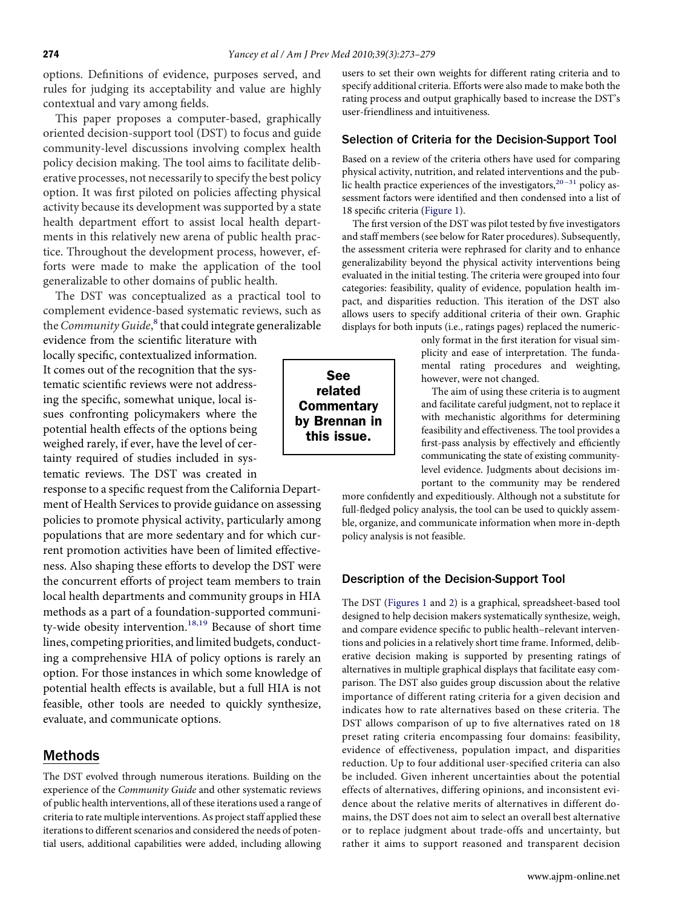options. Definitions of evidence, purposes served, and rules for judging its acceptability and value are highly contextual and vary among fields.

This paper proposes a computer-based, graphically oriented decision-support tool (DST) to focus and guide community-level discussions involving complex health policy decision making. The tool aims to facilitate deliberative processes, not necessarily to specify the best policy option. It was first piloted on policies affecting physical activity because its development was supported by a state health department effort to assist local health departments in this relatively new arena of public health practice. Throughout the development process, however, efforts were made to make the application of the tool generalizable to other domains of public health.

The DST was conceptualized as a practical tool to complement evidence-based systematic reviews, such as the *Community Guide*,[8] that could integrate generalizable evidence from the scientific literature with locally specific, contextualized information. It comes out of the recognition that the systematic scientific reviews were not addressing the specific, somewhat unique, local issues confronting policymakers where the potential health effects of the options being weighed rarely, if ever, have the level of certainty required of studies included in systematic reviews. The DST was created in response to a specific request from the California Department of Health Services to provide guidance on assessing policies to promote physical activity, particularly among populations that are more sedentary and for which current promotion activities have been of limited effectiveness. Also shaping these efforts to develop the DST were the concurrent efforts of project team members to train local health departments and community groups in HIA methods as a part of a foundation-supported community-wide obesity intervention.[18,19] Because of short time lines, competing priorities, and limited budgets, conducting a comprehensive HIA of policy options is rarely an option. For those instances in which some knowledge of potential health effects is available, but a full HIA is not feasible, other tools are needed to quickly synthesize, evaluate, and communicate options.

**See related Commentary by Brennan in this issue.**

## Methods

The DST evolved through numerous iterations. Building on the experience of the *Community Guide* and other systematic reviews of public health interventions, all of these iterations used a range of criteria to rate multiple interventions. As project staff applied these iterations to different scenarios and considered the needs of potential users, additional capabilities were added, including allowing users to set their own weights for different rating criteria and to specify additional criteria. Efforts were also made to make both the rating process and output graphically based to increase the DST's user-friendliness and intuitiveness.

### Selection of Criteria for the Decision-Support Tool

Based on a review of the criteria others have used for comparing physical activity, nutrition, and related interventions and the public health practice experiences of the investigators,[20–31] policy assessment factors were identified and then condensed into a list of 18 specific criteria (Figure 1).

The first version of the DST was pilot tested by five investigators and staff members (see below for Rater procedures). Subsequently, the assessment criteria were rephrased for clarity and to enhance generalizability beyond the physical activity interventions being evaluated in the initial testing. The criteria were grouped into four categories: feasibility, quality of evidence, population health impact, and disparities reduction. This iteration of the DST also allows users to specify additional criteria of their own. Graphic displays for both inputs (i.e., ratings pages) replaced the numeric-only format in the first iteration for visual simplicity and ease of interpretation. The fundamental rating procedures and weighting, however, were not changed.

The aim of using these criteria is to augment and facilitate careful judgment, not to replace it with mechanistic algorithms for determining feasibility and effectiveness. The tool provides a first-pass analysis by effectively and efficiently communicating the state of existing community-level evidence. Judgments about decisions important to the community may be rendered more confidently and expeditiously. Although not a substitute for full-fledged policy analysis, the tool can be used to quickly assemble, organize, and communicate information when more in-depth policy analysis is not feasible.

### Description of the Decision-Support Tool

The DST (Figures 1 and 2) is a graphical, spreadsheet-based tool designed to help decision makers systematically synthesize, weigh, and compare evidence specific to public health–relevant interventions and policies in a relatively short time frame. Informed, deliberative decision making is supported by presenting ratings of alternatives in multiple graphical displays that facilitate easy comparison. The DST also guides group discussion about the relative importance of different rating criteria for a given decision and indicates how to rate alternatives based on these criteria. The DST allows comparison of up to five alternatives rated on 18 preset rating criteria encompassing four domains: feasibility, evidence of effectiveness, population impact, and disparities reduction. Up to four additional user-specified criteria can also be included. Given inherent uncertainties about the potential effects of alternatives, differing opinions, and inconsistent evidence about the relative merits of alternatives in different domains, the DST does not aim to select an overall best alternative or to replace judgment about trade-offs and uncertainty, but rather it aims to support reasoned and transparent decision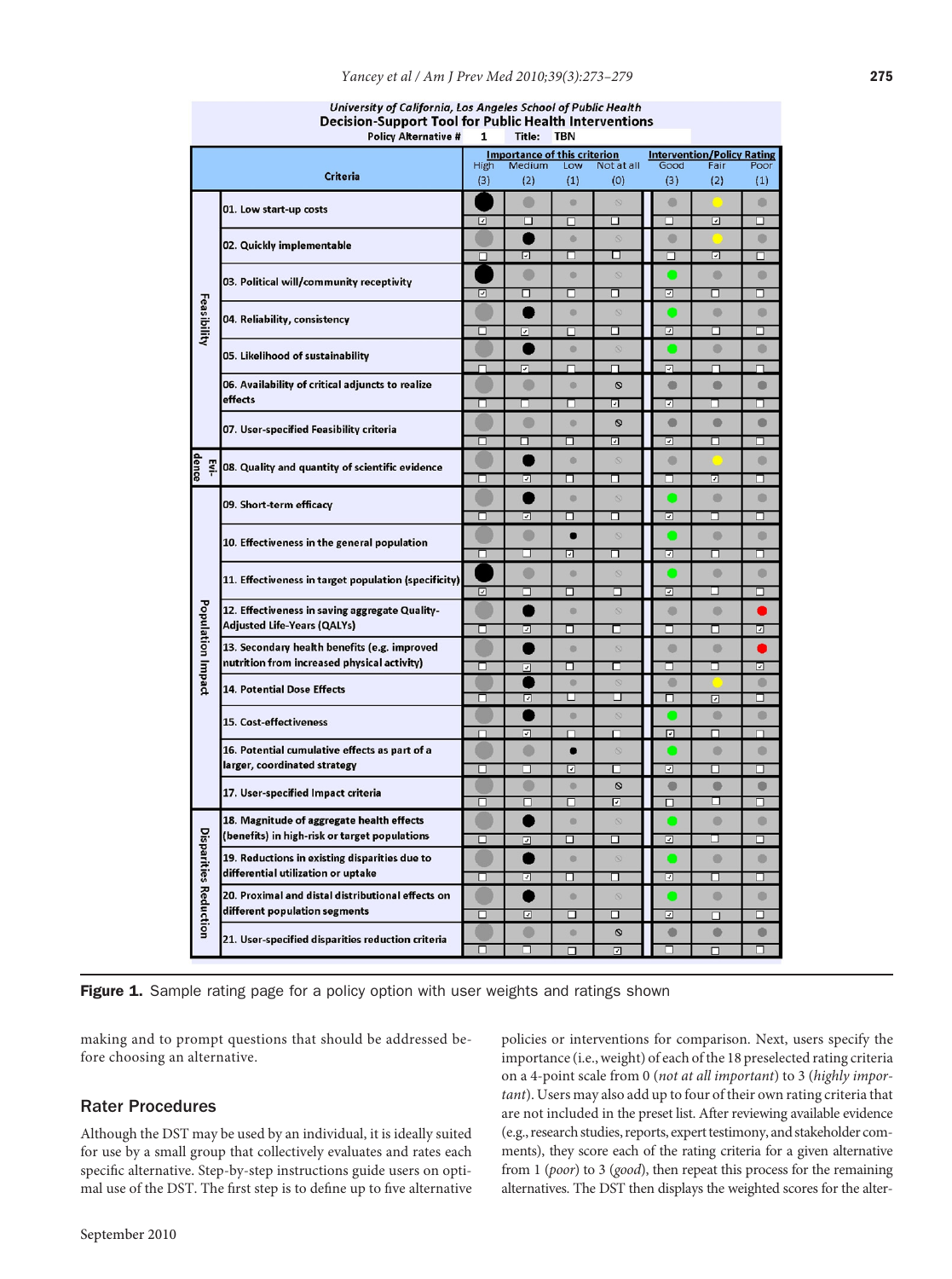**University of California, Los Angeles School of Public Health**
**Decision-Support Tool for Public Health Interventions**
Policy Alternative # 1 Title: TBN

| | Criteria | Importance of this criterion: High (3) | Medium (2) | Low (1) | Not at all (0) | Intervention/Policy Rating: Good (3) | Fair (2) | Poor (1) |
|---|---|---|---|---|---|---|---|---|
| Feasibility | 01. Low start-up costs | ☑ | ☐ | ☐ | ☐ | ☐ | ☑ | ☐ |
| | 02. Quickly implementable | ☐ | ☑ | ☐ | ☐ | ☐ | ☑ | ☐ |
| | 03. Political will/community receptivity | ☑ | ☐ | ☐ | ☐ | ☑ | ☐ | ☐ |
| | 04. Reliability, consistency | ☐ | ☑ | ☐ | ☐ | ☑ | ☐ | ☐ |
| | 05. Likelihood of sustainability | ☐ | ☑ | ☐ | ☐ | ☑ | ☐ | ☐ |
| | 06. Availability of critical adjuncts to realize effects | ☐ | ☐ | ☐ | ☑ | ☑ | ☐ | ☐ |
| | 07. User-specified Feasibility criteria | ☐ | ☐ | ☐ | ☑ | ☑ | ☐ | ☐ |
| Evidence | 08. Quality and quantity of scientific evidence | ☐ | ☑ | ☐ | ☐ | ☐ | ☑ | ☐ |
| Population Impact | 09. Short-term efficacy | ☐ | ☑ | ☐ | ☐ | ☑ | ☐ | ☐ |
| | 10. Effectiveness in the general population | ☐ | ☐ | ☑ | ☐ | ☑ | ☐ | ☐ |
| | 11. Effectiveness in target population (specificity) | ☑ | ☐ | ☐ | ☐ | ☑ | ☐ | ☐ |
| | 12. Effectiveness in saving aggregate Quality-Adjusted Life-Years (QALYs) | ☐ | ☑ | ☐ | ☐ | ☐ | ☐ | ☑ |
| | 13. Secondary health benefits (e.g. improved nutrition from increased physical activity) | ☐ | ☑ | ☐ | ☐ | ☐ | ☐ | ☑ |
| | 14. Potential Dose Effects | ☐ | ☑ | ☐ | ☐ | ☐ | ☑ | ☐ |
| | 15. Cost-effectiveness | ☐ | ☑ | ☐ | ☐ | ☑ | ☐ | ☐ |
| | 16. Potential cumulative effects as part of a larger, coordinated strategy | ☐ | ☐ | ☑ | ☐ | ☑ | ☐ | ☐ |
| | 17. User-specified Impact criteria | ☐ | ☐ | ☐ | ☑ | ☐ | ☐ | ☐ |
| Disparities Reduction | 18. Magnitude of aggregate health effects (benefits) in high-risk or target populations | ☐ | ☑ | ☐ | ☐ | ☑ | ☐ | ☐ |
| | 19. Reductions in existing disparities due to differential utilization or uptake | ☐ | ☑ | ☐ | ☐ | ☑ | ☐ | ☐ |
| | 20. Proximal and distal distributional effects on different population segments | ☐ | ☑ | ☐ | ☐ | ☑ | ☐ | ☐ |
| | 21. User-specified disparities reduction criteria | ☐ | ☐ | ☐ | ☑ | ☐ | ☐ | ☐ |

**Figure 1.** Sample rating page for a policy option with user weights and ratings shown

making and to prompt questions that should be addressed before choosing an alternative.

## Rater Procedures

Although the DST may be used by an individual, it is ideally suited for use by a small group that collectively evaluates and rates each specific alternative. Step-by-step instructions guide users on optimal use of the DST. The first step is to define up to five alternative policies or interventions for comparison. Next, users specify the importance (i.e., weight) of each of the 18 preselected rating criteria on a 4-point scale from 0 (*not at all important*) to 3 (*highly important*). Users may also add up to four of their own rating criteria that are not included in the preset list. After reviewing available evidence (e.g., research studies, reports, expert testimony, and stakeholder comments), they score each of the rating criteria for a given alternative from 1 (*poor*) to 3 (*good*), then repeat this process for the remaining alternatives. The DST then displays the weighted scores for the alter-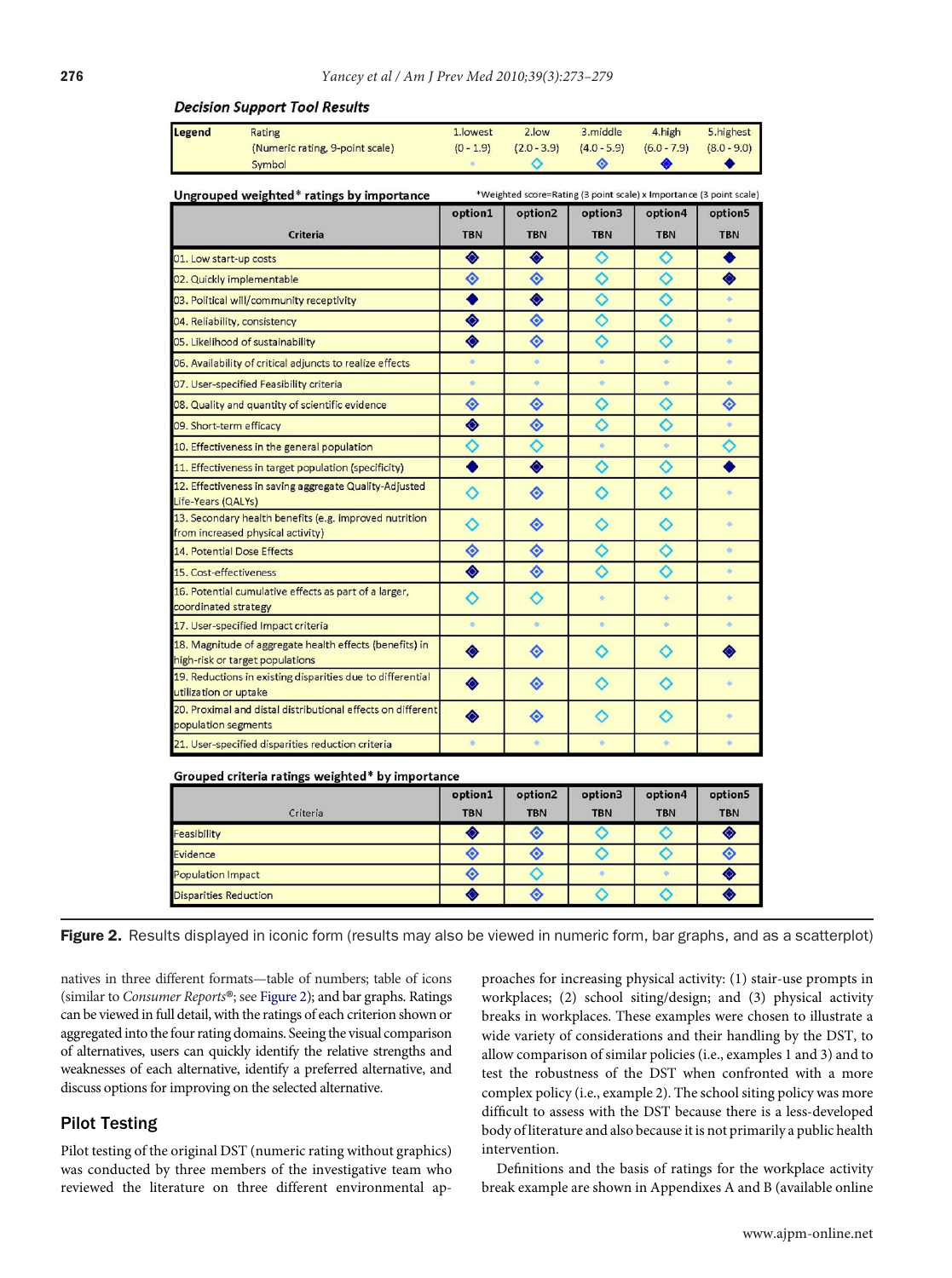**Decision Support Tool Results**

| Legend | Rating (Numeric rating, 9-point scale) Symbol | 1.lowest | 2.low | 3.middle | 4.high | 5.highest |
|---|---|---|---|---|---|---|
| | | (0 - 1.9) | (2.0 - 3.9) | (4.0 - 5.9) | (6.0 - 7.9) | (8.0 - 9.0) |

**Ungrouped weighted* ratings by importance**

*Weighted score=Rating (3 point scale) x Importance (3 point scale)

| Criteria | option1 TBN | option2 TBN | option3 TBN | option4 TBN | option5 TBN |
|---|---|---|---|---|---|
| 01. Low start-up costs | 4.high | 4.high | 2.low | 2.low | 5.highest |
| 02. Quickly implementable | 3.middle | 3.middle | 2.low | 2.low | 4.high |
| 03. Political will/community receptivity | 5.highest | 4.high | 2.low | 2.low | 1.lowest |
| 04. Reliability, consistency | 4.high | 3.middle | 2.low | 2.low | 1.lowest |
| 05. Likelihood of sustainability | 4.high | 3.middle | 2.low | 2.low | 1.lowest |
| 06. Availability of critical adjuncts to realize effects | 1.lowest | 1.lowest | 1.lowest | 1.lowest | 1.lowest |
| 07. User-specified Feasibility criteria | 1.lowest | 1.lowest | 1.lowest | 1.lowest | 1.lowest |
| 08. Quality and quantity of scientific evidence | 3.middle | 3.middle | 2.low | 2.low | 3.middle |
| 09. Short-term efficacy | 4.high | 3.middle | 2.low | 2.low | 1.lowest |
| 10. Effectiveness in the general population | 2.low | 2.low | 1.lowest | 1.lowest | 2.low |
| 11. Effectiveness in target population (specificity) | 5.highest | 4.high | 2.low | 2.low | 5.highest |
| 12. Effectiveness in saving aggregate Quality-Adjusted Life-Years (QALYs) | 2.low | 3.middle | 2.low | 2.low | 1.lowest |
| 13. Secondary health benefits (e.g. improved nutrition from increased physical activity) | 2.low | 3.middle | 2.low | 2.low | 1.lowest |
| 14. Potential Dose Effects | 3.middle | 3.middle | 2.low | 2.low | 1.lowest |
| 15. Cost-effectiveness | 4.high | 3.middle | 2.low | 2.low | 1.lowest |
| 16. Potential cumulative effects as part of a larger, coordinated strategy | 2.low | 2.low | 1.lowest | 1.lowest | 1.lowest |
| 17. User-specified Impact criteria | 1.lowest | 1.lowest | 1.lowest | 1.lowest | 1.lowest |
| 18. Magnitude of aggregate health effects (benefits) in high-risk or target populations | 4.high | 3.middle | 2.low | 2.low | 4.high |
| 19. Reductions in existing disparities due to differential utilization or uptake | 4.high | 3.middle | 2.low | 2.low | 1.lowest |
| 20. Proximal and distal distributional effects on different population segments | 4.high | 3.middle | 2.low | 2.low | 1.lowest |
| 21. User-specified disparities reduction criteria | 1.lowest | 1.lowest | 1.lowest | 1.lowest | 1.lowest |

**Grouped criteria ratings weighted* by importance**

| Criteria | option1 TBN | option2 TBN | option3 TBN | option4 TBN | option5 TBN |
|---|---|---|---|---|---|
| Feasibility | 4.high | 3.middle | 2.low | 2.low | 4.high |
| Evidence | 3.middle | 3.middle | 2.low | 2.low | 3.middle |
| Population Impact | 3.middle | 2.low | 1.lowest | 1.lowest | 4.high |
| Disparities Reduction | 4.high | 3.middle | 2.low | 2.low | 4.high |

**Figure 2.** Results displayed in iconic form (results may also be viewed in numeric form, bar graphs, and as a scatterplot)

natives in three different formats—table of numbers; table of icons (similar to *Consumer Reports*®; see Figure 2); and bar graphs. Ratings can be viewed in full detail, with the ratings of each criterion shown or aggregated into the four rating domains. Seeing the visual comparison of alternatives, users can quickly identify the relative strengths and weaknesses of each alternative, identify a preferred alternative, and discuss options for improving on the selected alternative.

## Pilot Testing

Pilot testing of the original DST (numeric rating without graphics) was conducted by three members of the investigative team who reviewed the literature on three different environmental approaches for increasing physical activity: (1) stair-use prompts in workplaces; (2) school siting/design; and (3) physical activity breaks in workplaces. These examples were chosen to illustrate a wide variety of considerations and their handling by the DST, to allow comparison of similar policies (i.e., examples 1 and 3) and to test the robustness of the DST when confronted with a more complex policy (i.e., example 2). The school siting policy was more difficult to assess with the DST because there is a less-developed body of literature and also because it is not primarily a public health intervention.

Definitions and the basis of ratings for the workplace activity break example are shown in Appendixes A and B (available online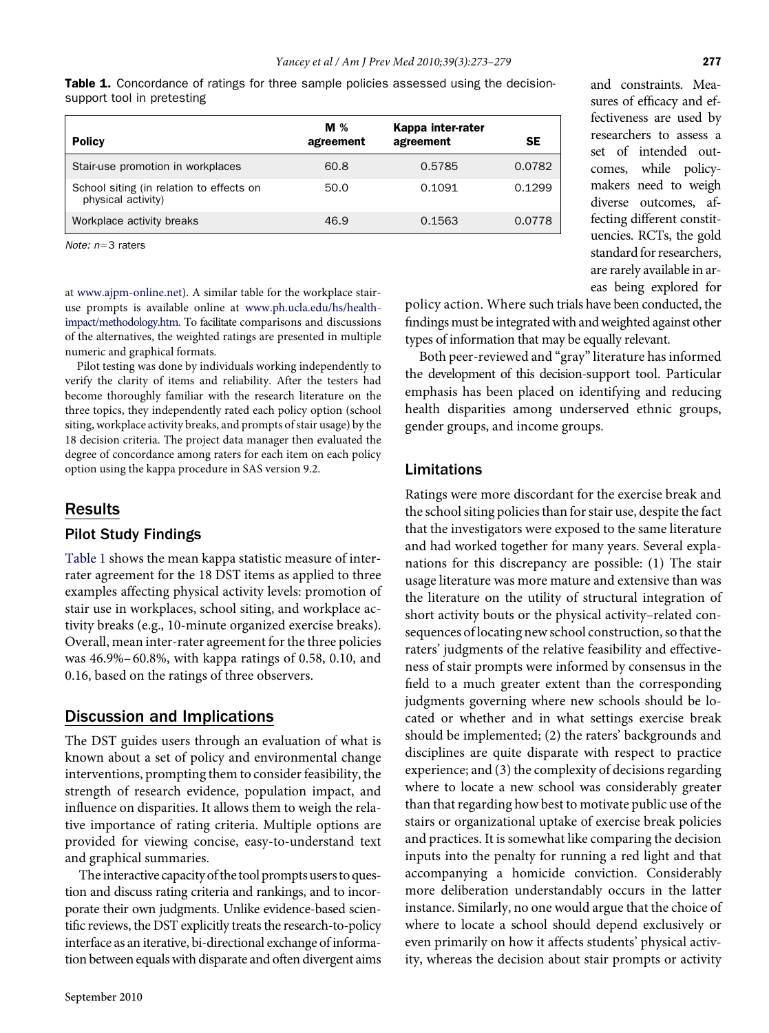**Table 1.** Concordance of ratings for three sample policies assessed using the decision-support tool in pretesting

| Policy | M % agreement | Kappa inter-rater agreement | SE |
|---|---|---|---|
| Stair-use promotion in workplaces | 60.8 | 0.5785 | 0.0782 |
| School siting (in relation to effects on physical activity) | 50.0 | 0.1091 | 0.1299 |
| Workplace activity breaks | 46.9 | 0.1563 | 0.0778 |

*Note:* $n$=3 raters

at www.ajpm-online.net). A similar table for the workplace stair-use prompts is available online at www.ph.ucla.edu/hs/health-impact/methodology.htm. To facilitate comparisons and discussions of the alternatives, the weighted ratings are presented in multiple numeric and graphical formats.

Pilot testing was done by individuals working independently to verify the clarity of items and reliability. After the testers had become thoroughly familiar with the research literature on the three topics, they independently rated each policy option (school siting, workplace activity breaks, and prompts of stair usage) by the 18 decision criteria. The project data manager then evaluated the degree of concordance among raters for each item on each policy option using the kappa procedure in SAS version 9.2.

## Results

### Pilot Study Findings

Table 1 shows the mean kappa statistic measure of inter-rater agreement for the 18 DST items as applied to three examples affecting physical activity levels: promotion of stair use in workplaces, school siting, and workplace activity breaks (e.g., 10-minute organized exercise breaks). Overall, mean inter-rater agreement for the three policies was 46.9%–60.8%, with kappa ratings of 0.58, 0.10, and 0.16, based on the ratings of three observers.

## Discussion and Implications

The DST guides users through an evaluation of what is known about a set of policy and environmental change interventions, prompting them to consider feasibility, the strength of research evidence, population impact, and influence on disparities. It allows them to weigh the relative importance of rating criteria. Multiple options are provided for viewing concise, easy-to-understand text and graphical summaries.

The interactive capacity of the tool prompts users to question and discuss rating criteria and rankings, and to incorporate their own judgments. Unlike evidence-based scientific reviews, the DST explicitly treats the research-to-policy interface as an iterative, bi-directional exchange of information between equals with disparate and often divergent aims and constraints. Measures of efficacy and effectiveness are used by researchers to assess a set of intended outcomes, while policymakers need to weigh diverse outcomes, affecting different constituencies. RCTs, the gold standard for researchers, are rarely available in areas being explored for policy action. Where such trials have been conducted, the findings must be integrated with and weighted against other types of information that may be equally relevant.

Both peer-reviewed and "gray" literature has informed the development of this decision-support tool. Particular emphasis has been placed on identifying and reducing health disparities among underserved ethnic groups, gender groups, and income groups.

### Limitations

Ratings were more discordant for the exercise break and the school siting policies than for stair use, despite the fact that the investigators were exposed to the same literature and had worked together for many years. Several explanations for this discrepancy are possible: (1) The stair usage literature was more mature and extensive than was the literature on the utility of structural integration of short activity bouts or the physical activity–related consequences of locating new school construction, so that the raters' judgments of the relative feasibility and effectiveness of stair prompts were informed by consensus in the field to a much greater extent than the corresponding judgments governing where new schools should be located or whether and in what settings exercise break should be implemented; (2) the raters' backgrounds and disciplines are quite disparate with respect to practice experience; and (3) the complexity of decisions regarding where to locate a new school was considerably greater than that regarding how best to motivate public use of the stairs or organizational uptake of exercise break policies and practices. It is somewhat like comparing the decision inputs into the penalty for running a red light and that accompanying a homicide conviction. Considerably more deliberation understandably occurs in the latter instance. Similarly, no one would argue that the choice of where to locate a school should depend exclusively or even primarily on how it affects students' physical activity, whereas the decision about stair prompts or activity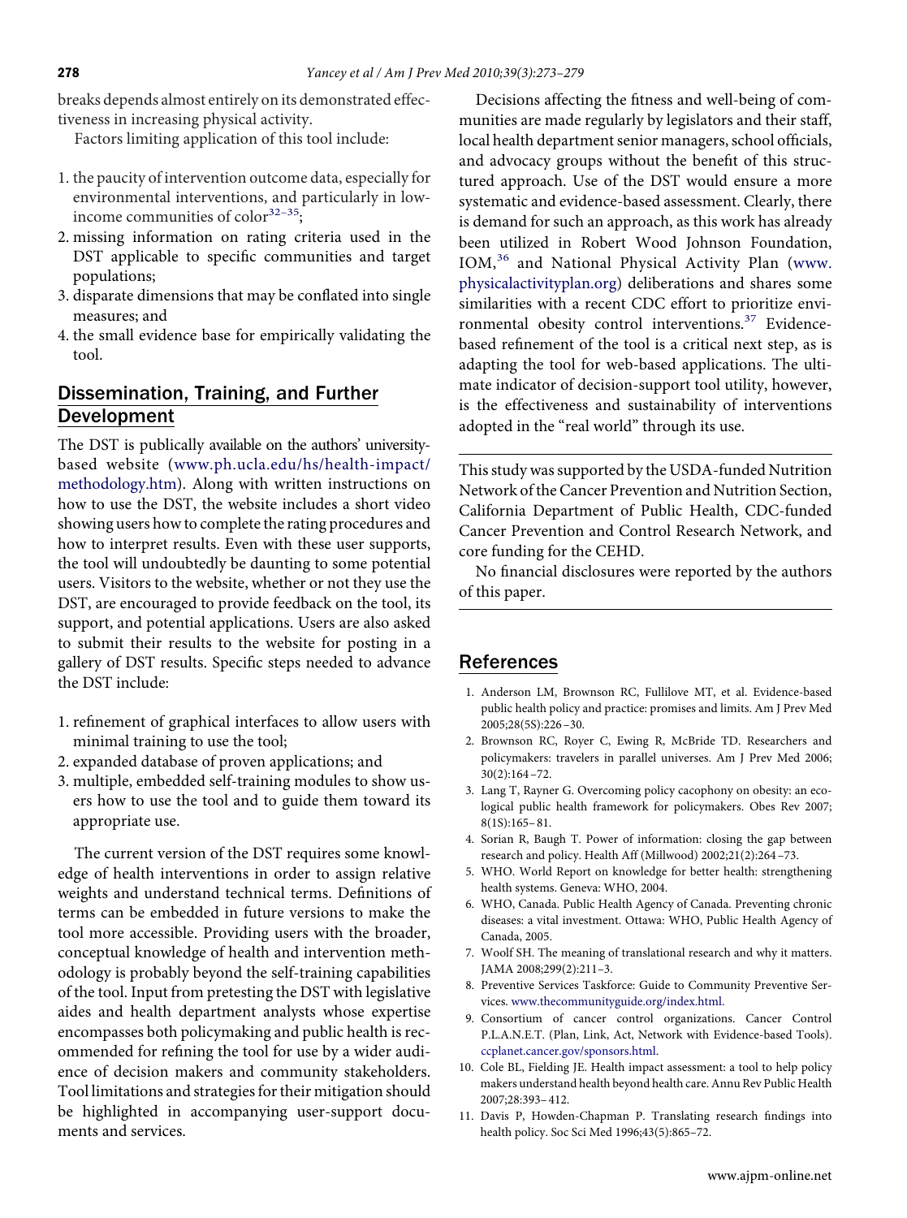breaks depends almost entirely on its demonstrated effectiveness in increasing physical activity.

Factors limiting application of this tool include:

1. the paucity of intervention outcome data, especially for environmental interventions, and particularly in low-income communities of color[32–35];
2. missing information on rating criteria used in the DST applicable to specific communities and target populations;
3. disparate dimensions that may be conflated into single measures; and
4. the small evidence base for empirically validating the tool.

## Dissemination, Training, and Further Development

The DST is publically available on the authors' university-based website (www.ph.ucla.edu/hs/health-impact/methodology.htm). Along with written instructions on how to use the DST, the website includes a short video showing users how to complete the rating procedures and how to interpret results. Even with these user supports, the tool will undoubtedly be daunting to some potential users. Visitors to the website, whether or not they use the DST, are encouraged to provide feedback on the tool, its support, and potential applications. Users are also asked to submit their results to the website for posting in a gallery of DST results. Specific steps needed to advance the DST include:

1. refinement of graphical interfaces to allow users with minimal training to use the tool;
2. expanded database of proven applications; and
3. multiple, embedded self-training modules to show users how to use the tool and to guide them toward its appropriate use.

The current version of the DST requires some knowledge of health interventions in order to assign relative weights and understand technical terms. Definitions of terms can be embedded in future versions to make the tool more accessible. Providing users with the broader, conceptual knowledge of health and intervention methodology is probably beyond the self-training capabilities of the tool. Input from pretesting the DST with legislative aides and health department analysts whose expertise encompasses both policymaking and public health is recommended for refining the tool for use by a wider audience of decision makers and community stakeholders. Tool limitations and strategies for their mitigation should be highlighted in accompanying user-support documents and services.

Decisions affecting the fitness and well-being of communities are made regularly by legislators and their staff, local health department senior managers, school officials, and advocacy groups without the benefit of this structured approach. Use of the DST would ensure a more systematic and evidence-based assessment. Clearly, there is demand for such an approach, as this work has already been utilized in Robert Wood Johnson Foundation, IOM,[36] and National Physical Activity Plan (www.physicalactivityplan.org) deliberations and shares some similarities with a recent CDC effort to prioritize environmental obesity control interventions.[37] Evidence-based refinement of the tool is a critical next step, as is adapting the tool for web-based applications. The ultimate indicator of decision-support tool utility, however, is the effectiveness and sustainability of interventions adopted in the "real world" through its use.

---

This study was supported by the USDA-funded Nutrition Network of the Cancer Prevention and Nutrition Section, California Department of Public Health, CDC-funded Cancer Prevention and Control Research Network, and core funding for the CEHD.

No financial disclosures were reported by the authors of this paper.

---

## References

1. Anderson LM, Brownson RC, Fullilove MT, et al. Evidence-based public health policy and practice: promises and limits. Am J Prev Med 2005;28(5S):226–30.
2. Brownson RC, Royer C, Ewing R, McBride TD. Researchers and policymakers: travelers in parallel universes. Am J Prev Med 2006;30(2):164–72.
3. Lang T, Rayner G. Overcoming policy cacophony on obesity: an ecological public health framework for policymakers. Obes Rev 2007;8(1S):165–81.
4. Sorian R, Baugh T. Power of information: closing the gap between research and policy. Health Aff (Millwood) 2002;21(2):264–73.
5. WHO. World Report on knowledge for better health: strengthening health systems. Geneva: WHO, 2004.
6. WHO, Canada. Public Health Agency of Canada. Preventing chronic diseases: a vital investment. Ottawa: WHO, Public Health Agency of Canada, 2005.
7. Woolf SH. The meaning of translational research and why it matters. JAMA 2008;299(2):211–3.
8. Preventive Services Taskforce: Guide to Community Preventive Services. www.thecommunityguide.org/index.html.
9. Consortium of cancer control organizations. Cancer Control P.L.A.N.E.T. (Plan, Link, Act, Network with Evidence-based Tools). ccplanet.cancer.gov/sponsors.html.
10. Cole BL, Fielding JE. Health impact assessment: a tool to help policy makers understand health beyond health care. Annu Rev Public Health 2007;28:393–412.
11. Davis P, Howden-Chapman P. Translating research findings into health policy. Soc Sci Med 1996;43(5):865–72.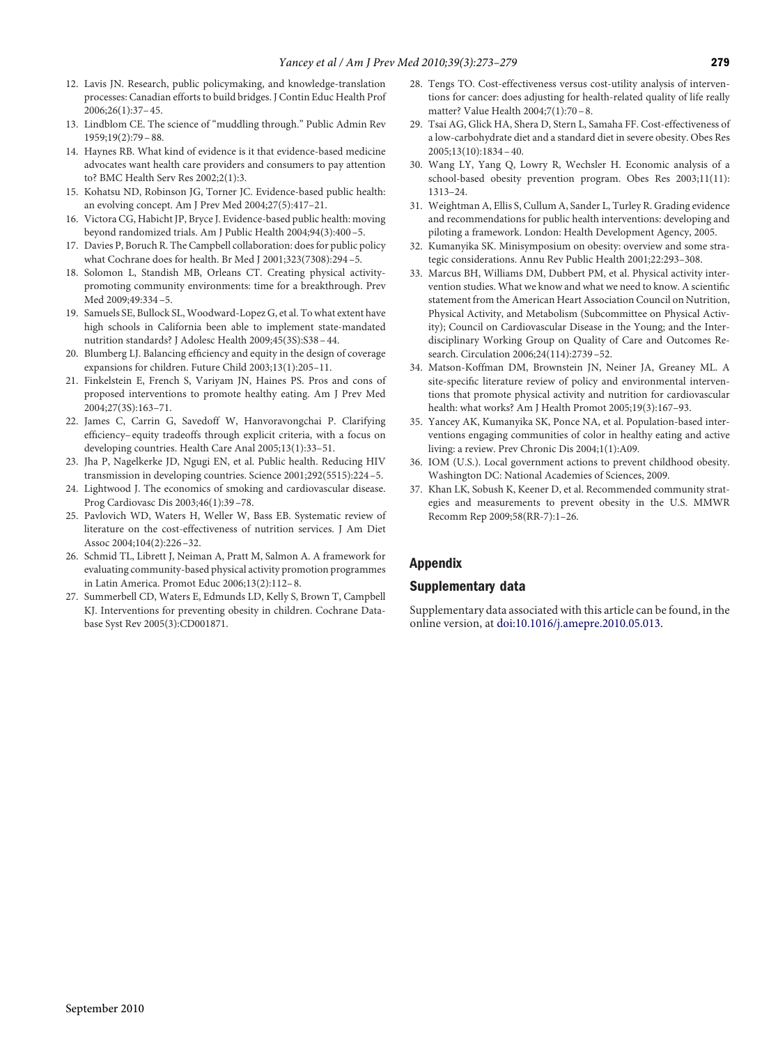12. Lavis JN. Research, public policymaking, and knowledge-translation processes: Canadian efforts to build bridges. J Contin Educ Health Prof 2006;26(1):37–45.
13. Lindblom CE. The science of "muddling through." Public Admin Rev 1959;19(2):79–88.
14. Haynes RB. What kind of evidence is it that evidence-based medicine advocates want health care providers and consumers to pay attention to? BMC Health Serv Res 2002;2(1):3.
15. Kohatsu ND, Robinson JG, Torner JC. Evidence-based public health: an evolving concept. Am J Prev Med 2004;27(5):417–21.
16. Victora CG, Habicht JP, Bryce J. Evidence-based public health: moving beyond randomized trials. Am J Public Health 2004;94(3):400–5.
17. Davies P, Boruch R. The Campbell collaboration: does for public policy what Cochrane does for health. Br Med J 2001;323(7308):294–5.
18. Solomon L, Standish MB, Orleans CT. Creating physical activity-promoting community environments: time for a breakthrough. Prev Med 2009;49:334–5.
19. Samuels SE, Bullock SL, Woodward-Lopez G, et al. To what extent have high schools in California been able to implement state-mandated nutrition standards? J Adolesc Health 2009;45(3S):S38–44.
20. Blumberg LJ. Balancing efficiency and equity in the design of coverage expansions for children. Future Child 2003;13(1):205–11.
21. Finkelstein E, French S, Variyam JN, Haines PS. Pros and cons of proposed interventions to promote healthy eating. Am J Prev Med 2004;27(3S):163–71.
22. James C, Carrin G, Savedoff W, Hanvoravongchai P. Clarifying efficiency–equity tradeoffs through explicit criteria, with a focus on developing countries. Health Care Anal 2005;13(1):33–51.
23. Jha P, Nagelkerke JD, Ngugi EN, et al. Public health. Reducing HIV transmission in developing countries. Science 2001;292(5515):224–5.
24. Lightwood J. The economics of smoking and cardiovascular disease. Prog Cardiovasc Dis 2003;46(1):39–78.
25. Pavlovich WD, Waters H, Weller W, Bass EB. Systematic review of literature on the cost-effectiveness of nutrition services. J Am Diet Assoc 2004;104(2):226–32.
26. Schmid TL, Librett J, Neiman A, Pratt M, Salmon A. A framework for evaluating community-based physical activity promotion programmes in Latin America. Promot Educ 2006;13(2):112–8.
27. Summerbell CD, Waters E, Edmunds LD, Kelly S, Brown T, Campbell KJ. Interventions for preventing obesity in children. Cochrane Database Syst Rev 2005(3):CD001871.
28. Tengs TO. Cost-effectiveness versus cost-utility analysis of interventions for cancer: does adjusting for health-related quality of life really matter? Value Health 2004;7(1):70–8.
29. Tsai AG, Glick HA, Shera D, Stern L, Samaha FF. Cost-effectiveness of a low-carbohydrate diet and a standard diet in severe obesity. Obes Res 2005;13(10):1834–40.
30. Wang LY, Yang Q, Lowry R, Wechsler H. Economic analysis of a school-based obesity prevention program. Obes Res 2003;11(11):1313–24.
31. Weightman A, Ellis S, Cullum A, Sander L, Turley R. Grading evidence and recommendations for public health interventions: developing and piloting a framework. London: Health Development Agency, 2005.
32. Kumanyika SK. Minisymposium on obesity: overview and some strategic considerations. Annu Rev Public Health 2001;22:293–308.
33. Marcus BH, Williams DM, Dubbert PM, et al. Physical activity intervention studies. What we know and what we need to know. A scientific statement from the American Heart Association Council on Nutrition, Physical Activity, and Metabolism (Subcommittee on Physical Activity); Council on Cardiovascular Disease in the Young; and the Interdisciplinary Working Group on Quality of Care and Outcomes Research. Circulation 2006;24(114):2739–52.
34. Matson-Koffman DM, Brownstein JN, Neiner JA, Greaney ML. A site-specific literature review of policy and environmental interventions that promote physical activity and nutrition for cardiovascular health: what works? Am J Health Promot 2005;19(3):167–93.
35. Yancey AK, Kumanyika SK, Ponce NA, et al. Population-based interventions engaging communities of color in healthy eating and active living: a review. Prev Chronic Dis 2004;1(1):A09.
36. IOM (U.S.). Local government actions to prevent childhood obesity. Washington DC: National Academies of Sciences, 2009.
37. Khan LK, Sobush K, Keener D, et al. Recommended community strategies and measurements to prevent obesity in the U.S. MMWR Recomm Rep 2009;58(RR-7):1–26.

## Appendix

## Supplementary data

Supplementary data associated with this article can be found, in the online version, at doi:10.1016/j.amepre.2010.05.013.